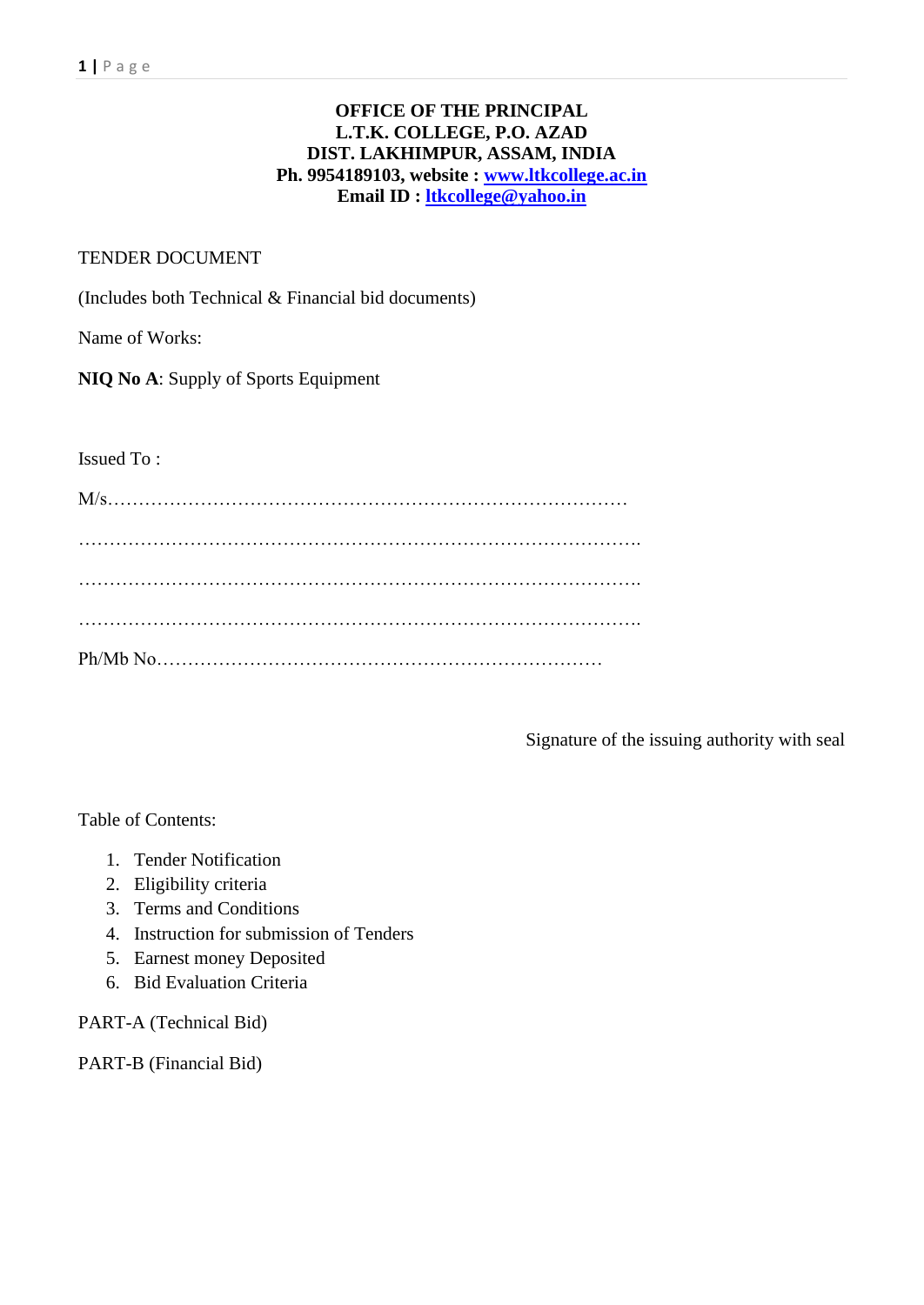**OFFICE OF THE PRINCIPAL**
**L.T.K. COLLEGE, P.O. AZAD**
**DIST. LAKHIMPUR, ASSAM, INDIA**
**Ph. 9954189103, website : [www.ltkcollege.ac.in](http://www.ltkcollege.ac.in)**
**Email ID : [ltkcollege@yahoo.in](mailto:ltkcollege@yahoo.in)**

TENDER DOCUMENT

(Includes both Technical & Financial bid documents)

Name of Works:

**NIQ No A**: Supply of Sports Equipment

Issued To :

M/s…………………………………………………………………………

……………………………………………………………………………….

……………………………………………………………………………….

……………………………………………………………………………….

Ph/Mb No………………………………………………………………

Signature of the issuing authority with seal

Table of Contents:

1. Tender Notification
2. Eligibility criteria
3. Terms and Conditions
4. Instruction for submission of Tenders
5. Earnest money Deposited
6. Bid Evaluation Criteria

PART-A (Technical Bid)

PART-B (Financial Bid)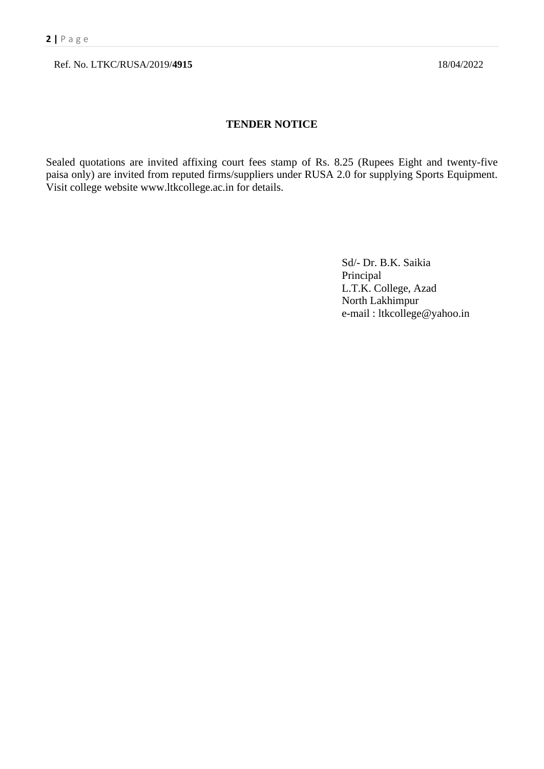Ref. No. LTKC/RUSA/2019/**4915** 18/04/2022

## TENDER NOTICE

Sealed quotations are invited affixing court fees stamp of Rs. 8.25 (Rupees Eight and twenty-five paisa only) are invited from reputed firms/suppliers under RUSA 2.0 for supplying Sports Equipment. Visit college website www.ltkcollege.ac.in for details.

Sd/- Dr. B.K. Saikia
Principal
L.T.K. College, Azad
North Lakhimpur
e-mail : ltkcollege@yahoo.in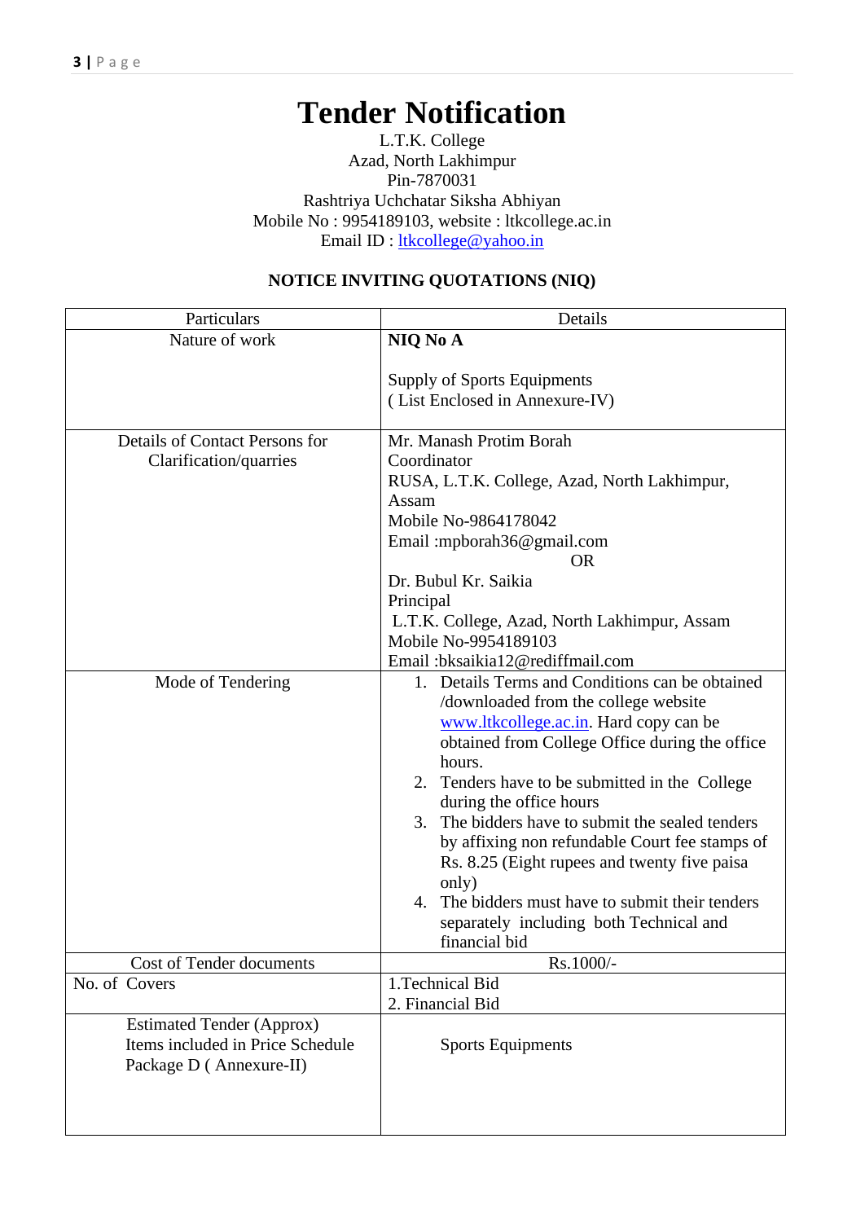# Tender Notification

L.T.K. College
Azad, North Lakhimpur
Pin-7870031
Rashtriya Uchchatar Siksha Abhiyan
Mobile No : 9954189103, website : ltkcollege.ac.in
Email ID : ltkcollege@yahoo.in

**NOTICE INVITING QUOTATIONS (NIQ)**

| Particulars | Details |
|---|---|
| Nature of work | **NIQ No A**<br><br>Supply of Sports Equipments<br>( List Enclosed in Annexure-IV) |
| Details of Contact Persons for Clarification/quarries | Mr. Manash Protim Borah<br>Coordinator<br>RUSA, L.T.K. College, Azad, North Lakhimpur, Assam<br>Mobile No-9864178042<br>Email :mpborah36@gmail.com<br>OR<br>Dr. Bubul Kr. Saikia<br>Principal<br>L.T.K. College, Azad, North Lakhimpur, Assam<br>Mobile No-9954189103<br>Email :bksaikia12@rediffmail.com |
| Mode of Tendering | 1. Details Terms and Conditions can be obtained /downloaded from the college website www.ltkcollege.ac.in. Hard copy can be obtained from College Office during the office hours.<br>2. Tenders have to be submitted in the College during the office hours<br>3. The bidders have to submit the sealed tenders by affixing non refundable Court fee stamps of Rs. 8.25 (Eight rupees and twenty five paisa only)<br>4. The bidders must have to submit their tenders separately including both Technical and financial bid |
| Cost of Tender documents | Rs.1000/- |
| No. of Covers | 1.Technical Bid<br>2. Financial Bid |
| Estimated Tender (Approx)<br>Items included in Price Schedule Package D ( Annexure-II) | Sports Equipments |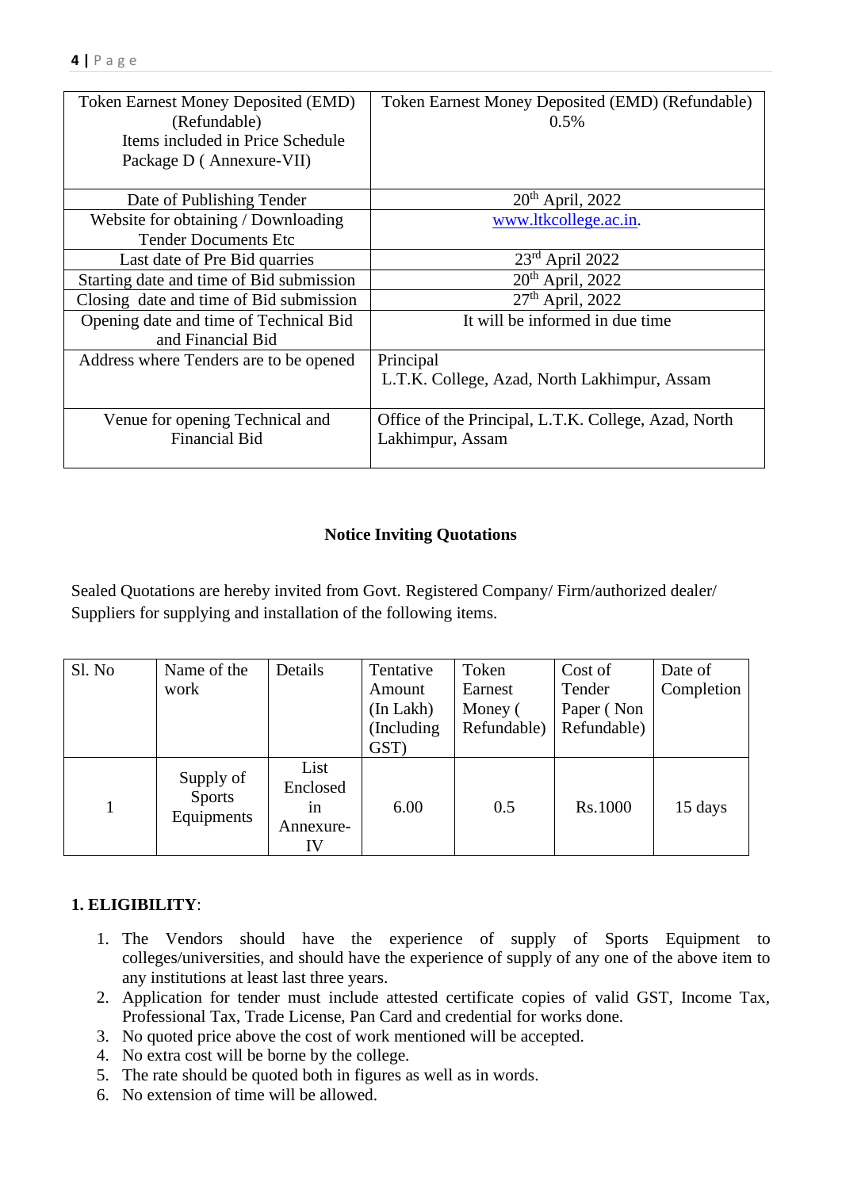| Token Earnest Money Deposited (EMD) (Refundable) Items included in Price Schedule Package D ( Annexure-VII) | Token Earnest Money Deposited (EMD) (Refundable) 0.5% |
|---|---|
| Date of Publishing Tender | 20th April, 2022 |
| Website for obtaining / Downloading Tender Documents Etc | www.ltkcollege.ac.in. |
| Last date of Pre Bid quarries | 23rd April 2022 |
| Starting date and time of Bid submission | 20th April, 2022 |
| Closing date and time of Bid submission | 27th April, 2022 |
| Opening date and time of Technical Bid and Financial Bid | It will be informed in due time |
| Address where Tenders are to be opened | Principal L.T.K. College, Azad, North Lakhimpur, Assam |
| Venue for opening Technical and Financial Bid | Office of the Principal, L.T.K. College, Azad, North Lakhimpur, Assam |

**Notice Inviting Quotations**

Sealed Quotations are hereby invited from Govt. Registered Company/ Firm/authorized dealer/ Suppliers for supplying and installation of the following items.

| Sl. No | Name of the work | Details | Tentative Amount (In Lakh) (Including GST) | Token Earnest Money ( Refundable) | Cost of Tender Paper ( Non Refundable) | Date of Completion |
|---|---|---|---|---|---|---|
| 1 | Supply of Sports Equipments | List Enclosed in Annexure-IV | 6.00 | 0.5 | Rs.1000 | 15 days |

**1. ELIGIBILITY**:

1. The Vendors should have the experience of supply of Sports Equipment to colleges/universities, and should have the experience of supply of any one of the above item to any institutions at least last three years.
2. Application for tender must include attested certificate copies of valid GST, Income Tax, Professional Tax, Trade License, Pan Card and credential for works done.
3. No quoted price above the cost of work mentioned will be accepted.
4. No extra cost will be borne by the college.
5. The rate should be quoted both in figures as well as in words.
6. No extension of time will be allowed.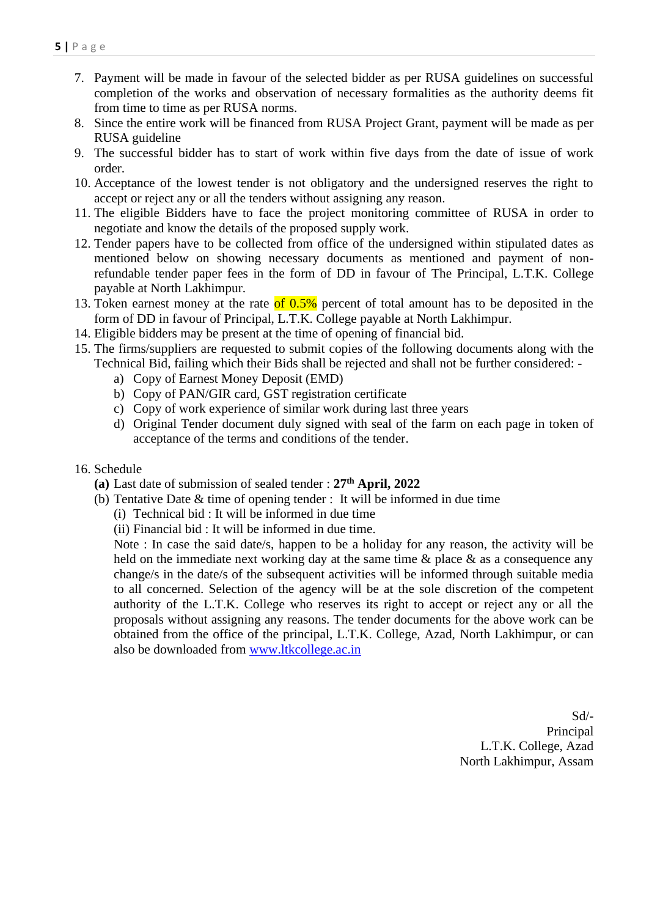7. Payment will be made in favour of the selected bidder as per RUSA guidelines on successful completion of the works and observation of necessary formalities as the authority deems fit from time to time as per RUSA norms.
8. Since the entire work will be financed from RUSA Project Grant, payment will be made as per RUSA guideline
9. The successful bidder has to start of work within five days from the date of issue of work order.
10. Acceptance of the lowest tender is not obligatory and the undersigned reserves the right to accept or reject any or all the tenders without assigning any reason.
11. The eligible Bidders have to face the project monitoring committee of RUSA in order to negotiate and know the details of the proposed supply work.
12. Tender papers have to be collected from office of the undersigned within stipulated dates as mentioned below on showing necessary documents as mentioned and payment of non-refundable tender paper fees in the form of DD in favour of The Principal, L.T.K. College payable at North Lakhimpur.
13. Token earnest money at the rate of 0.5% percent of total amount has to be deposited in the form of DD in favour of Principal, L.T.K. College payable at North Lakhimpur.
14. Eligible bidders may be present at the time of opening of financial bid.
15. The firms/suppliers are requested to submit copies of the following documents along with the Technical Bid, failing which their Bids shall be rejected and shall not be further considered: -
    a) Copy of Earnest Money Deposit (EMD)
    b) Copy of PAN/GIR card, GST registration certificate
    c) Copy of work experience of similar work during last three years
    d) Original Tender document duly signed with seal of the farm on each page in token of acceptance of the terms and conditions of the tender.

16. Schedule
    **(a)** Last date of submission of sealed tender : **27th April, 2022**
    (b) Tentative Date & time of opening tender : It will be informed in due time
    (i) Technical bid : It will be informed in due time
    (ii) Financial bid : It will be informed in due time.
    Note : In case the said date/s, happen to be a holiday for any reason, the activity will be held on the immediate next working day at the same time & place & as a consequence any change/s in the date/s of the subsequent activities will be informed through suitable media to all concerned. Selection of the agency will be at the sole discretion of the competent authority of the L.T.K. College who reserves its right to accept or reject any or all the proposals without assigning any reasons. The tender documents for the above work can be obtained from the office of the principal, L.T.K. College, Azad, North Lakhimpur, or can also be downloaded from [www.ltkcollege.ac.in](http://www.ltkcollege.ac.in)

Sd/-
Principal
L.T.K. College, Azad
North Lakhimpur, Assam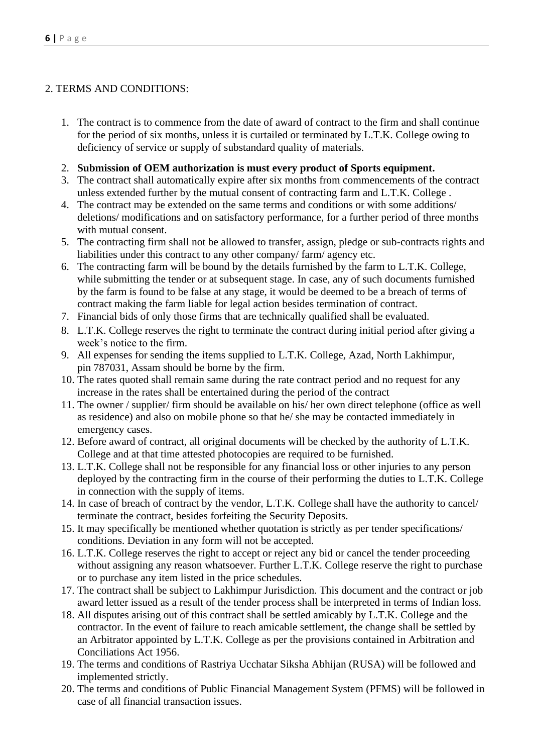## 2. TERMS AND CONDITIONS:

1. The contract is to commence from the date of award of contract to the firm and shall continue for the period of six months, unless it is curtailed or terminated by L.T.K. College owing to deficiency of service or supply of substandard quality of materials.
2. **Submission of OEM authorization is must every product of Sports equipment.**
3. The contract shall automatically expire after six months from commencements of the contract unless extended further by the mutual consent of contracting farm and L.T.K. College .
4. The contract may be extended on the same terms and conditions or with some additions/ deletions/ modifications and on satisfactory performance, for a further period of three months with mutual consent.
5. The contracting firm shall not be allowed to transfer, assign, pledge or sub-contracts rights and liabilities under this contract to any other company/ farm/ agency etc.
6. The contracting farm will be bound by the details furnished by the farm to L.T.K. College, while submitting the tender or at subsequent stage. In case, any of such documents furnished by the farm is found to be false at any stage, it would be deemed to be a breach of terms of contract making the farm liable for legal action besides termination of contract.
7. Financial bids of only those firms that are technically qualified shall be evaluated.
8. L.T.K. College reserves the right to terminate the contract during initial period after giving a week's notice to the firm.
9. All expenses for sending the items supplied to L.T.K. College, Azad, North Lakhimpur, pin 787031, Assam should be borne by the firm.
10. The rates quoted shall remain same during the rate contract period and no request for any increase in the rates shall be entertained during the period of the contract
11. The owner / supplier/ firm should be available on his/ her own direct telephone (office as well as residence) and also on mobile phone so that he/ she may be contacted immediately in emergency cases.
12. Before award of contract, all original documents will be checked by the authority of L.T.K. College and at that time attested photocopies are required to be furnished.
13. L.T.K. College shall not be responsible for any financial loss or other injuries to any person deployed by the contracting firm in the course of their performing the duties to L.T.K. College in connection with the supply of items.
14. In case of breach of contract by the vendor, L.T.K. College shall have the authority to cancel/ terminate the contract, besides forfeiting the Security Deposits.
15. It may specifically be mentioned whether quotation is strictly as per tender specifications/ conditions. Deviation in any form will not be accepted.
16. L.T.K. College reserves the right to accept or reject any bid or cancel the tender proceeding without assigning any reason whatsoever. Further L.T.K. College reserve the right to purchase or to purchase any item listed in the price schedules.
17. The contract shall be subject to Lakhimpur Jurisdiction. This document and the contract or job award letter issued as a result of the tender process shall be interpreted in terms of Indian loss.
18. All disputes arising out of this contract shall be settled amicably by L.T.K. College and the contractor. In the event of failure to reach amicable settlement, the change shall be settled by an Arbitrator appointed by L.T.K. College as per the provisions contained in Arbitration and Conciliations Act 1956.
19. The terms and conditions of Rastriya Ucchatar Siksha Abhijan (RUSA) will be followed and implemented strictly.
20. The terms and conditions of Public Financial Management System (PFMS) will be followed in case of all financial transaction issues.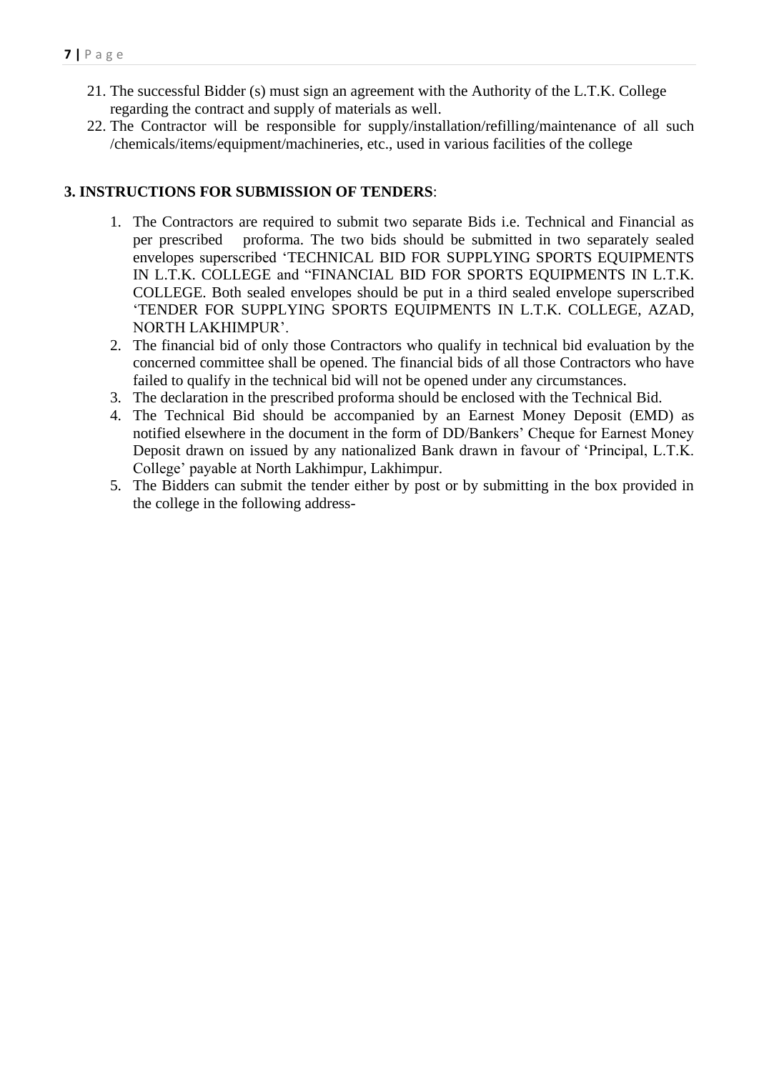21. The successful Bidder (s) must sign an agreement with the Authority of the L.T.K. College regarding the contract and supply of materials as well.
22. The Contractor will be responsible for supply/installation/refilling/maintenance of all such /chemicals/items/equipment/machineries, etc., used in various facilities of the college

## 3. INSTRUCTIONS FOR SUBMISSION OF TENDERS:

1. The Contractors are required to submit two separate Bids i.e. Technical and Financial as per prescribed proforma. The two bids should be submitted in two separately sealed envelopes superscribed 'TECHNICAL BID FOR SUPPLYING SPORTS EQUIPMENTS IN L.T.K. COLLEGE and "FINANCIAL BID FOR SPORTS EQUIPMENTS IN L.T.K. COLLEGE. Both sealed envelopes should be put in a third sealed envelope superscribed 'TENDER FOR SUPPLYING SPORTS EQUIPMENTS IN L.T.K. COLLEGE, AZAD, NORTH LAKHIMPUR'.
2. The financial bid of only those Contractors who qualify in technical bid evaluation by the concerned committee shall be opened. The financial bids of all those Contractors who have failed to qualify in the technical bid will not be opened under any circumstances.
3. The declaration in the prescribed proforma should be enclosed with the Technical Bid.
4. The Technical Bid should be accompanied by an Earnest Money Deposit (EMD) as notified elsewhere in the document in the form of DD/Bankers' Cheque for Earnest Money Deposit drawn on issued by any nationalized Bank drawn in favour of 'Principal, L.T.K. College' payable at North Lakhimpur, Lakhimpur.
5. The Bidders can submit the tender either by post or by submitting in the box provided in the college in the following address-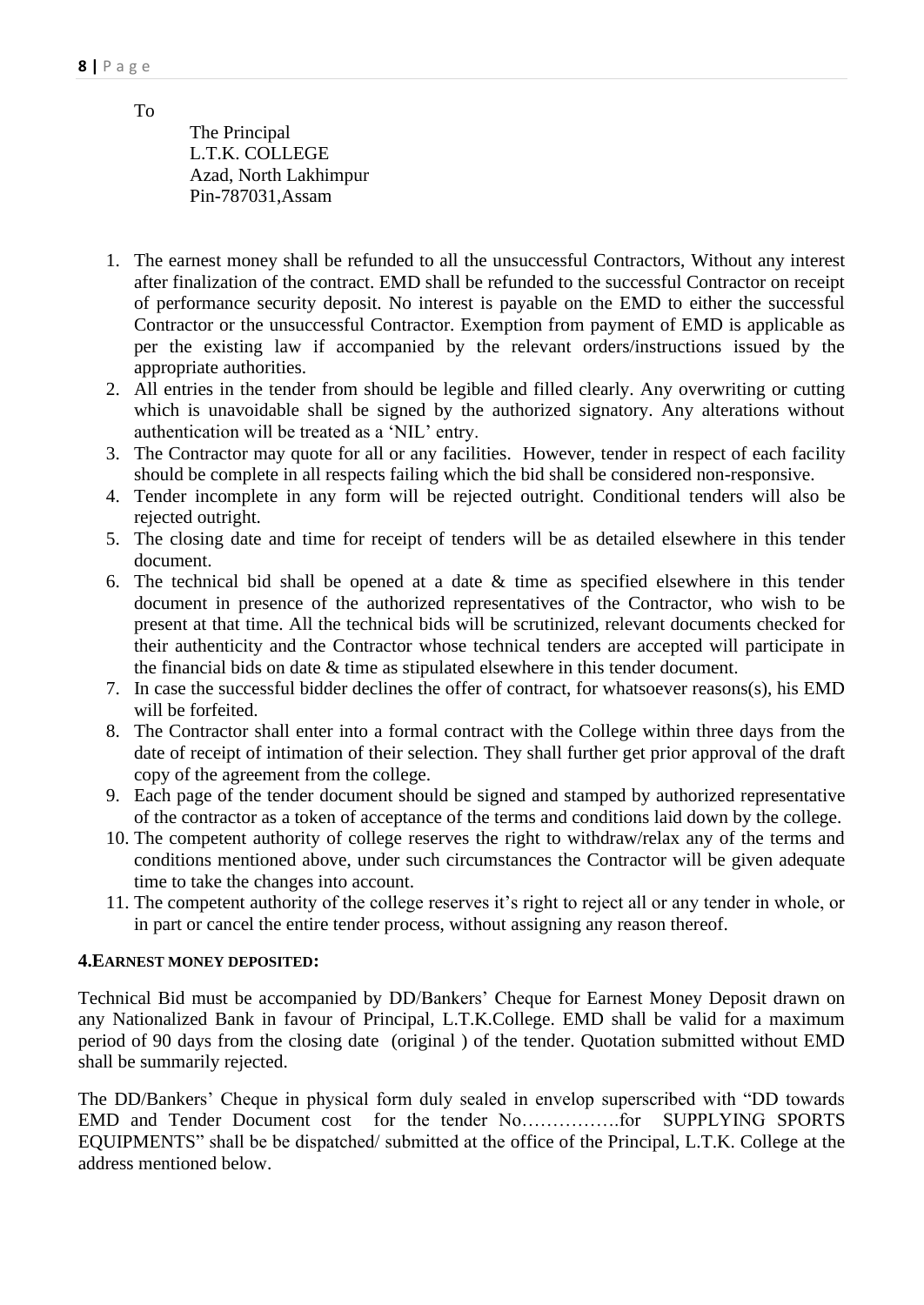To

The Principal
L.T.K. COLLEGE
Azad, North Lakhimpur
Pin-787031,Assam

1. The earnest money shall be refunded to all the unsuccessful Contractors, Without any interest after finalization of the contract. EMD shall be refunded to the successful Contractor on receipt of performance security deposit. No interest is payable on the EMD to either the successful Contractor or the unsuccessful Contractor. Exemption from payment of EMD is applicable as per the existing law if accompanied by the relevant orders/instructions issued by the appropriate authorities.
2. All entries in the tender from should be legible and filled clearly. Any overwriting or cutting which is unavoidable shall be signed by the authorized signatory. Any alterations without authentication will be treated as a 'NIL' entry.
3. The Contractor may quote for all or any facilities. However, tender in respect of each facility should be complete in all respects failing which the bid shall be considered non-responsive.
4. Tender incomplete in any form will be rejected outright. Conditional tenders will also be rejected outright.
5. The closing date and time for receipt of tenders will be as detailed elsewhere in this tender document.
6. The technical bid shall be opened at a date & time as specified elsewhere in this tender document in presence of the authorized representatives of the Contractor, who wish to be present at that time. All the technical bids will be scrutinized, relevant documents checked for their authenticity and the Contractor whose technical tenders are accepted will participate in the financial bids on date & time as stipulated elsewhere in this tender document.
7. In case the successful bidder declines the offer of contract, for whatsoever reasons(s), his EMD will be forfeited.
8. The Contractor shall enter into a formal contract with the College within three days from the date of receipt of intimation of their selection. They shall further get prior approval of the draft copy of the agreement from the college.
9. Each page of the tender document should be signed and stamped by authorized representative of the contractor as a token of acceptance of the terms and conditions laid down by the college.
10. The competent authority of college reserves the right to withdraw/relax any of the terms and conditions mentioned above, under such circumstances the Contractor will be given adequate time to take the changes into account.
11. The competent authority of the college reserves it's right to reject all or any tender in whole, or in part or cancel the entire tender process, without assigning any reason thereof.

**4.EARNEST MONEY DEPOSITED:**

Technical Bid must be accompanied by DD/Bankers' Cheque for Earnest Money Deposit drawn on any Nationalized Bank in favour of Principal, L.T.K.College. EMD shall be valid for a maximum period of 90 days from the closing date (original ) of the tender. Quotation submitted without EMD shall be summarily rejected.

The DD/Bankers' Cheque in physical form duly sealed in envelop superscribed with "DD towards EMD and Tender Document cost for the tender No…………….for SUPPLYING SPORTS EQUIPMENTS" shall be be dispatched/ submitted at the office of the Principal, L.T.K. College at the address mentioned below.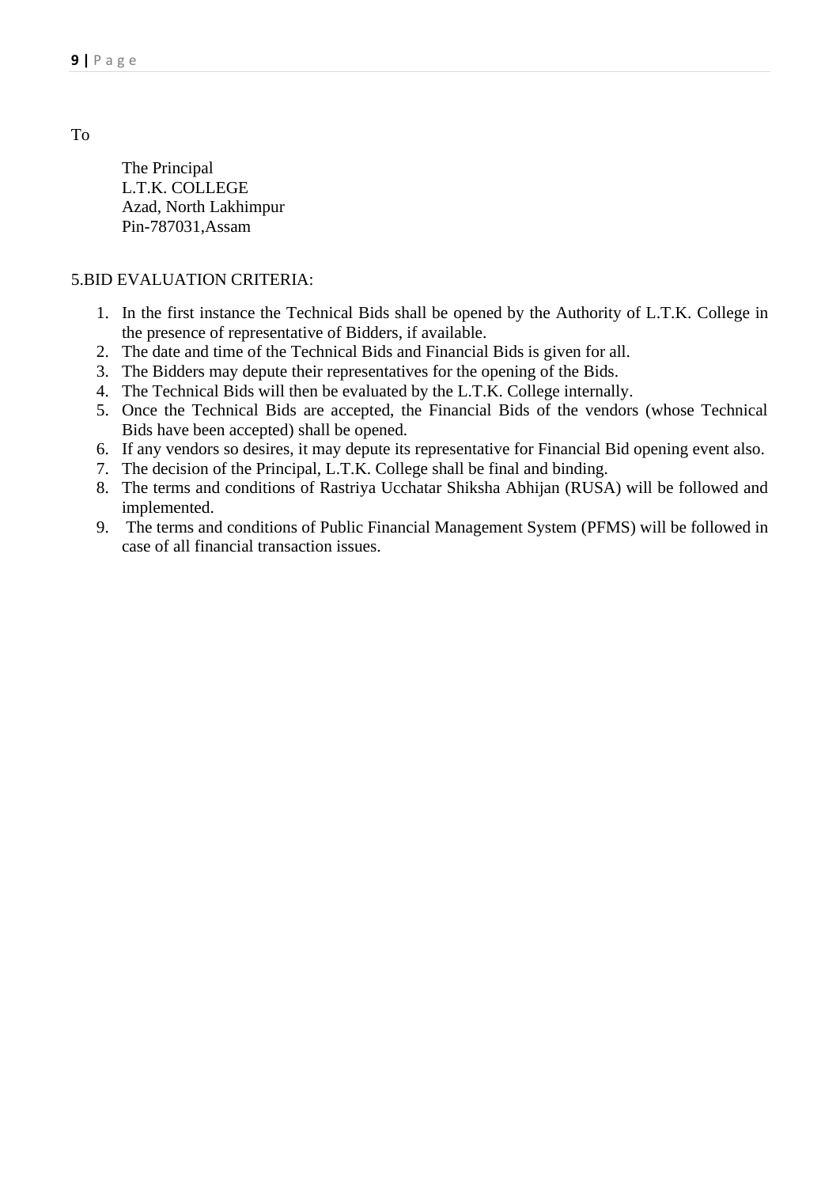To

The Principal  
L.T.K. COLLEGE  
Azad, North Lakhimpur  
Pin-787031,Assam

5.BID EVALUATION CRITERIA:

1. In the first instance the Technical Bids shall be opened by the Authority of L.T.K. College in the presence of representative of Bidders, if available.
2. The date and time of the Technical Bids and Financial Bids is given for all.
3. The Bidders may depute their representatives for the opening of the Bids.
4. The Technical Bids will then be evaluated by the L.T.K. College internally.
5. Once the Technical Bids are accepted, the Financial Bids of the vendors (whose Technical Bids have been accepted) shall be opened.
6. If any vendors so desires, it may depute its representative for Financial Bid opening event also.
7. The decision of the Principal, L.T.K. College shall be final and binding.
8. The terms and conditions of Rastriya Ucchatar Shiksha Abhijan (RUSA) will be followed and implemented.
9. The terms and conditions of Public Financial Management System (PFMS) will be followed in case of all financial transaction issues.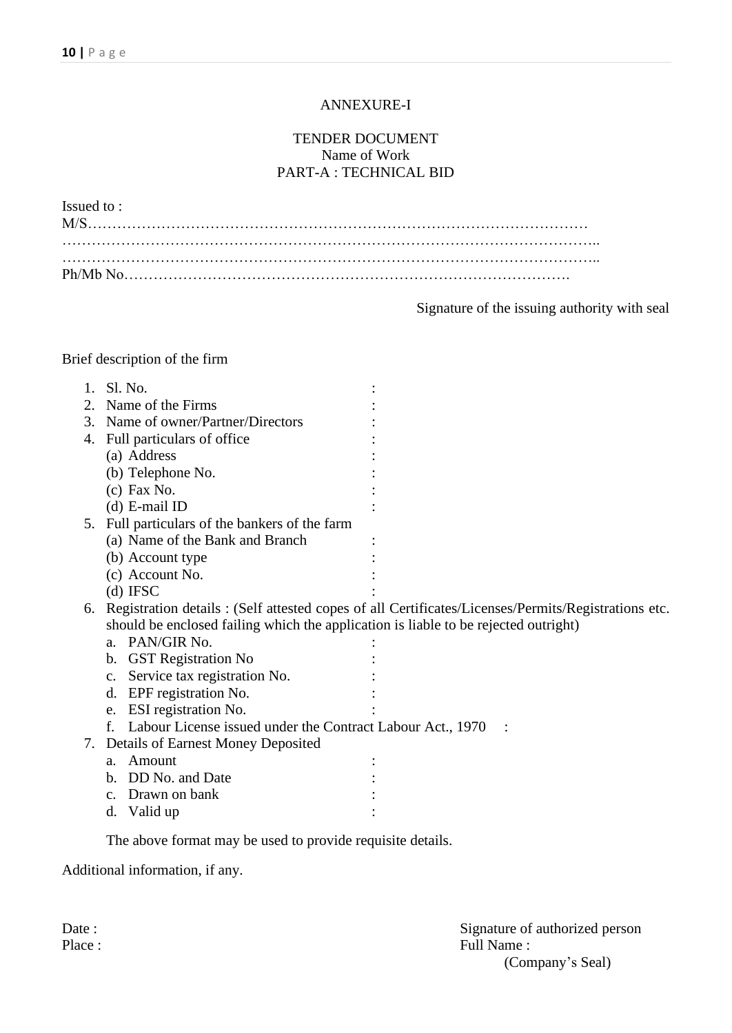ANNEXURE-I

TENDER DOCUMENT
Name of Work
PART-A : TECHNICAL BID

Issued to :
M/S…………………………………………………………………………………………
………………………………………………………………………………………………..
………………………………………………………………………………………………..
Ph/Mb No……………………………………………………………………………….

Signature of the issuing authority with seal

Brief description of the firm

1. Sl. No. :
2. Name of the Firms :
3. Name of owner/Partner/Directors :
4. Full particulars of office :
   (a) Address :
   (b) Telephone No. :
   (c) Fax No. :
   (d) E-mail ID :
5. Full particulars of the bankers of the farm
   (a) Name of the Bank and Branch :
   (b) Account type :
   (c) Account No. :
   (d) IFSC :
6. Registration details : (Self attested copes of all Certificates/Licenses/Permits/Registrations etc. should be enclosed failing which the application is liable to be rejected outright)
   a. PAN/GIR No. :
   b. GST Registration No :
   c. Service tax registration No. :
   d. EPF registration No. :
   e. ESI registration No. :
   f. Labour License issued under the Contract Labour Act., 1970 :
7. Details of Earnest Money Deposited
   a. Amount :
   b. DD No. and Date :
   c. Drawn on bank :
   d. Valid up :

   The above format may be used to provide requisite details.

Additional information, if any.

Date :
Place :

Signature of authorized person
Full Name :
(Company's Seal)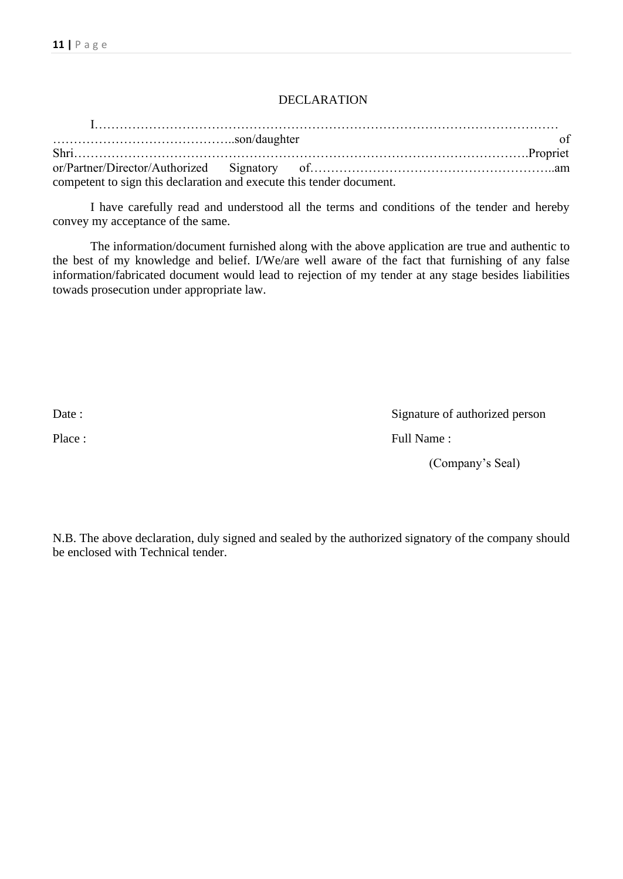# DECLARATION

I……………………………………………………………………………………………………………………………………………..son/daughter of Shri……………………………………………………………………………………………….Proprietor/Partner/Director/Authorized Signatory of…………………………………………………..am competent to sign this declaration and execute this tender document.

I have carefully read and understood all the terms and conditions of the tender and hereby convey my acceptance of the same.

The information/document furnished along with the above application are true and authentic to the best of my knowledge and belief. I/We/are well aware of the fact that furnishing of any false information/fabricated document would lead to rejection of my tender at any stage besides liabilities towads prosecution under appropriate law.

Date :

Place :

Signature of authorized person

Full Name :

(Company's Seal)

N.B. The above declaration, duly signed and sealed by the authorized signatory of the company should be enclosed with Technical tender.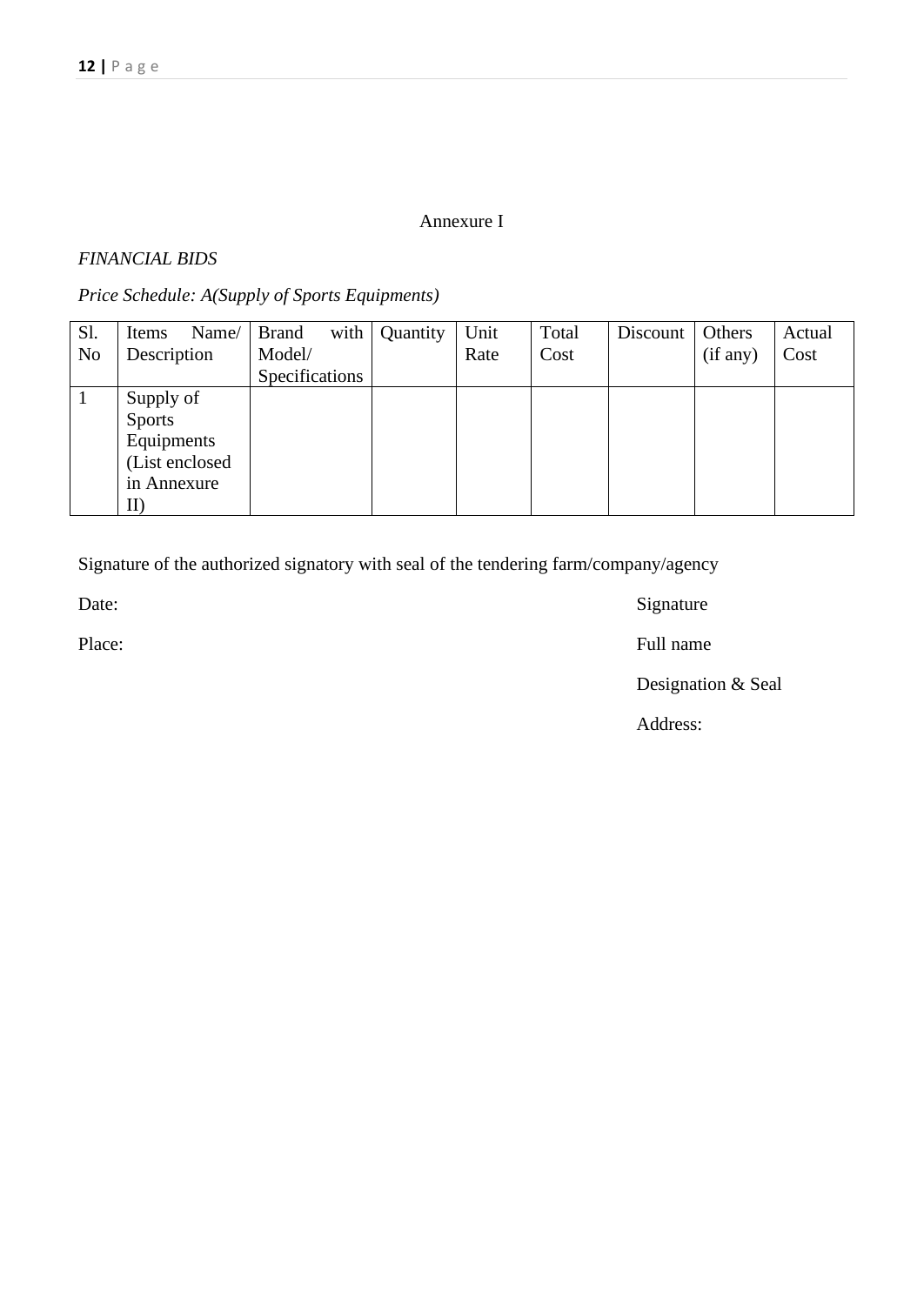Annexure I

*FINANCIAL BIDS*

*Price Schedule: A(Supply of Sports Equipments)*

| Sl. No | Items Name/ Description | Brand with Model/ Specifications | Quantity | Unit Rate | Total Cost | Discount | Others (if any) | Actual Cost |
|---|---|---|---|---|---|---|---|---|
| 1 | Supply of Sports Equipments (List enclosed in Annexure II) | | | | | | | |

Signature of the authorized signatory with seal of the tendering farm/company/agency

Date: Signature

Place: Full name

Designation & Seal

Address: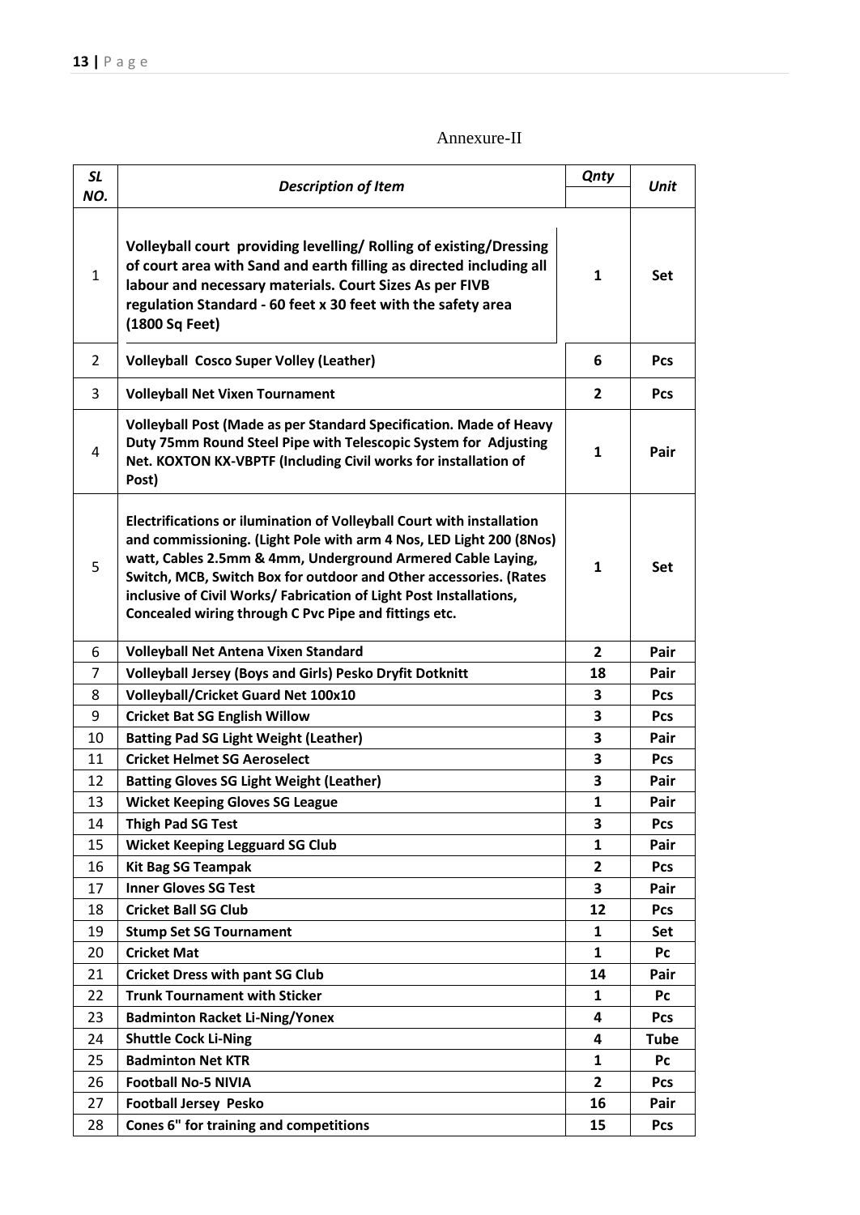Annexure-II

| *SL NO.* | *Description of Item* | *Qnty* | *Unit* |
|---|---|---|---|
| 1 | **Volleyball court providing levelling/ Rolling of existing/Dressing of court area with Sand and earth filling as directed including all labour and necessary materials. Court Sizes As per FIVB regulation Standard - 60 feet x 30 feet with the safety area (1800 Sq Feet)** | **1** | **Set** |
| 2 | **Volleyball Cosco Super Volley (Leather)** | **6** | **Pcs** |
| 3 | **Volleyball Net Vixen Tournament** | **2** | **Pcs** |
| 4 | **Volleyball Post (Made as per Standard Specification. Made of Heavy Duty 75mm Round Steel Pipe with Telescopic System for Adjusting Net. KOXTON KX-VBPTF (Including Civil works for installation of Post)** | **1** | **Pair** |
| 5 | **Electrifications or ilumination of Volleyball Court with installation and commissioning. (Light Pole with arm 4 Nos, LED Light 200 (8Nos) watt, Cables 2.5mm & 4mm, Underground Armered Cable Laying, Switch, MCB, Switch Box for outdoor and Other accessories. (Rates inclusive of Civil Works/ Fabrication of Light Post Installations, Concealed wiring through C Pvc Pipe and fittings etc.** | **1** | **Set** |
| 6 | **Volleyball Net Antena Vixen Standard** | **2** | **Pair** |
| 7 | **Volleyball Jersey (Boys and Girls) Pesko Dryfit Dotknitt** | **18** | **Pair** |
| 8 | **Volleyball/Cricket Guard Net 100x10** | **3** | **Pcs** |
| 9 | **Cricket Bat SG English Willow** | **3** | **Pcs** |
| 10 | **Batting Pad SG Light Weight (Leather)** | **3** | **Pair** |
| 11 | **Cricket Helmet SG Aeroselect** | **3** | **Pcs** |
| 12 | **Batting Gloves SG Light Weight (Leather)** | **3** | **Pair** |
| 13 | **Wicket Keeping Gloves SG League** | **1** | **Pair** |
| 14 | **Thigh Pad SG Test** | **3** | **Pcs** |
| 15 | **Wicket Keeping Legguard SG Club** | **1** | **Pair** |
| 16 | **Kit Bag SG Teampak** | **2** | **Pcs** |
| 17 | **Inner Gloves SG Test** | **3** | **Pair** |
| 18 | **Cricket Ball SG Club** | **12** | **Pcs** |
| 19 | **Stump Set SG Tournament** | **1** | **Set** |
| 20 | **Cricket Mat** | **1** | **Pc** |
| 21 | **Cricket Dress with pant SG Club** | **14** | **Pair** |
| 22 | **Trunk Tournament with Sticker** | **1** | **Pc** |
| 23 | **Badminton Racket Li-Ning/Yonex** | **4** | **Pcs** |
| 24 | **Shuttle Cock Li-Ning** | **4** | **Tube** |
| 25 | **Badminton Net KTR** | **1** | **Pc** |
| 26 | **Football No-5 NIVIA** | **2** | **Pcs** |
| 27 | **Football Jersey Pesko** | **16** | **Pair** |
| 28 | **Cones 6" for training and competitions** | **15** | **Pcs** |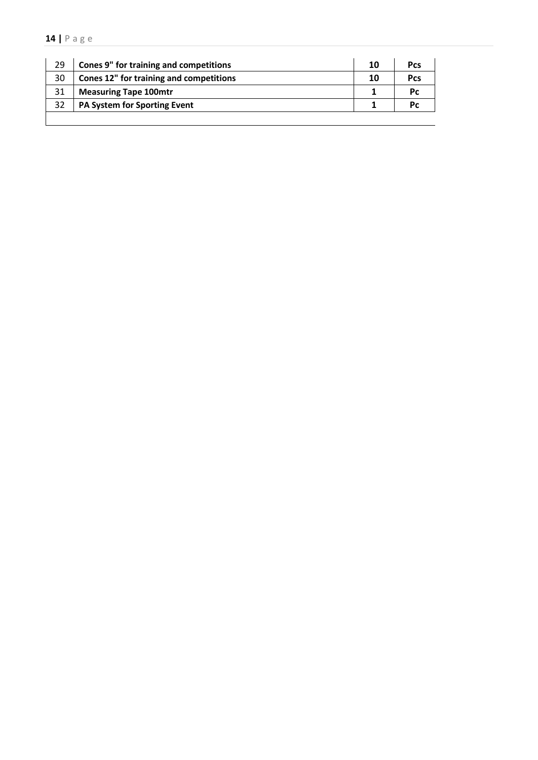| | | | |
|---|---|---|---|
| 29 | **Cones 9" for training and competitions** | **10** | **Pcs** |
| 30 | **Cones 12" for training and competitions** | **10** | **Pcs** |
| 31 | **Measuring Tape 100mtr** | **1** | **Pc** |
| 32 | **PA System for Sporting Event** | **1** | **Pc** |
| | | | |